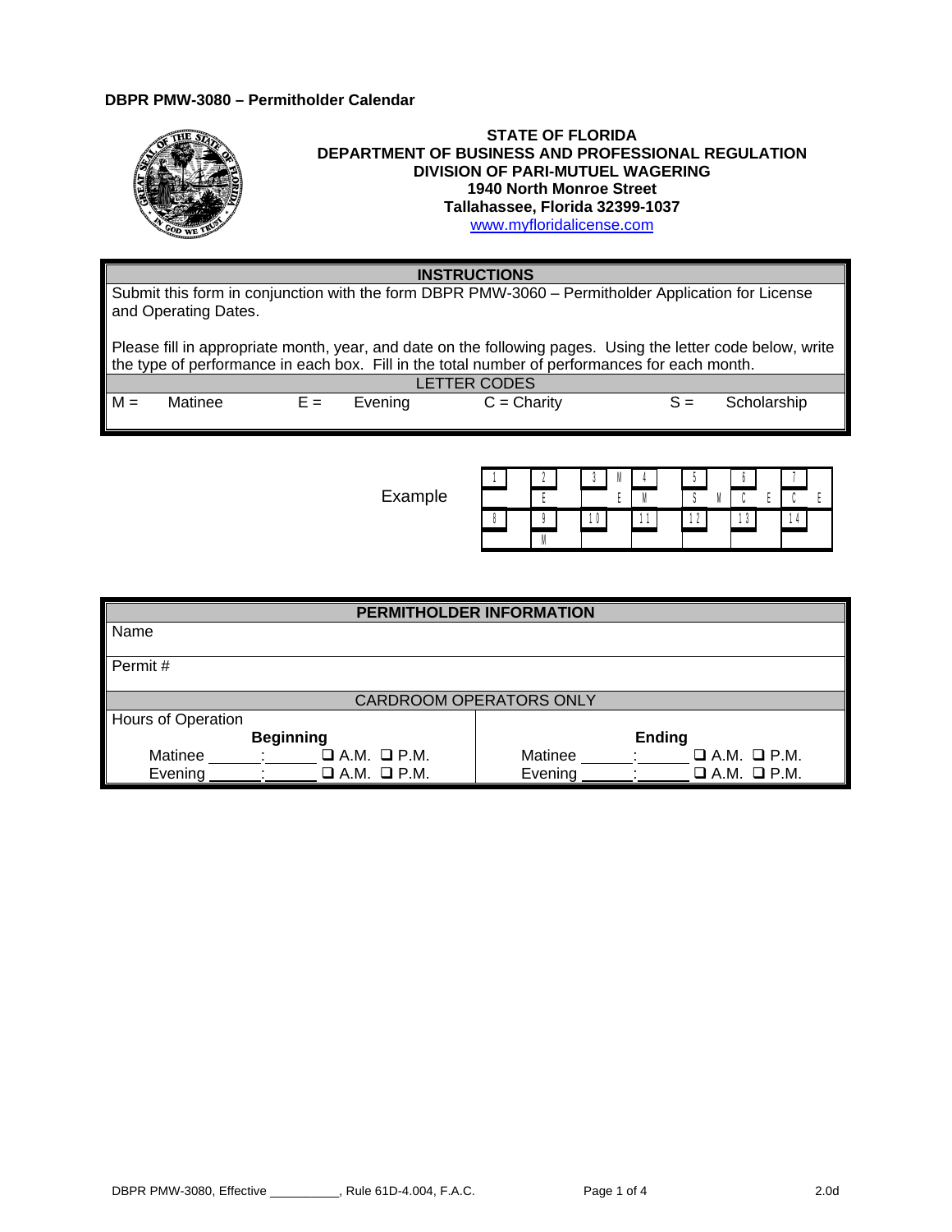**DBPR PMW-3080 – Permitholder Calendar**

**STATE OF FLORIDA**
**DEPARTMENT OF BUSINESS AND PROFESSIONAL REGULATION**
**DIVISION OF PARI-MUTUEL WAGERING**
**1940 North Monroe Street**
**Tallahassee, Florida 32399-1037**
www.myfloridalicense.com

## INSTRUCTIONS

Submit this form in conjunction with the form DBPR PMW-3060 – Permitholder Application for License and Operating Dates.

Please fill in appropriate month, year, and date on the following pages. Using the letter code below, write the type of performance in each box. Fill in the total number of performances for each month.

| LETTER CODES | | | |
|---|---|---|---|
| M = Matinee | E = Evening | C = Charity | S = Scholarship |

Example

| | | | | | | |
|---|---|---|---|---|---|---|
| 1 | 2<br>E | 3 M<br>E | 4<br>M | 5<br>S M | 6<br>C E | 7<br>C E |
| 8 | 9<br>M | 10 | 11 | 12 | 13 | 14 |

## PERMITHOLDER INFORMATION

Name

Permit #

CARDROOM OPERATORS ONLY

Hours of Operation

| Beginning | Ending |
|---|---|
| Matinee ______:______ ❑ A.M. ❑ P.M. | Matinee ______:______ ❑ A.M. ❑ P.M. |
| Evening ______:______ ❑ A.M. ❑ P.M. | Evening ______:______ ❑ A.M. ❑ P.M. |

DBPR PMW-3080, Effective __________, Rule 61D-4.004, F.A.C. 2.0d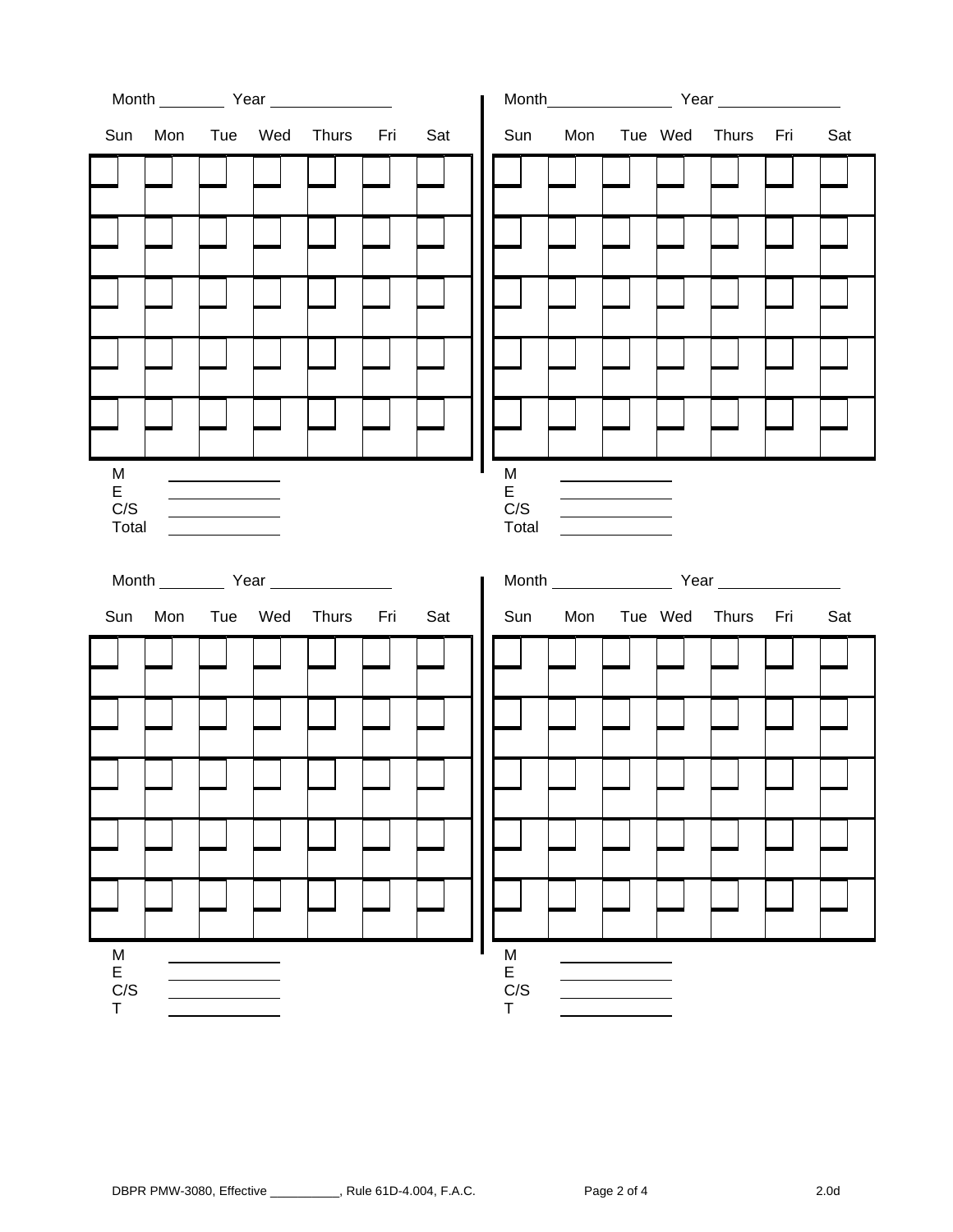Month ________ Year ______________

| Sun | Mon | Tue | Wed | Thurs | Fri | Sat |
|---|---|---|---|---|---|---|
| | | | | | | |
| | | | | | | |
| | | | | | | |
| | | | | | | |
| | | | | | | |

M ____________
E ____________
C/S ____________
Total ____________

Month ______________ Year ______________

| Sun | Mon | Tue | Wed | Thurs | Fri | Sat |
|---|---|---|---|---|---|---|
| | | | | | | |
| | | | | | | |
| | | | | | | |
| | | | | | | |
| | | | | | | |

M ____________
E ____________
C/S ____________
Total ____________

Month ________ Year ______________

| Sun | Mon | Tue | Wed | Thurs | Fri | Sat |
|---|---|---|---|---|---|---|
| | | | | | | |
| | | | | | | |
| | | | | | | |
| | | | | | | |
| | | | | | | |

M ____________
E ____________
C/S ____________
T ____________

Month ______________ Year ______________

| Sun | Mon | Tue | Wed | Thurs | Fri | Sat |
|---|---|---|---|---|---|---|
| | | | | | | |
| | | | | | | |
| | | | | | | |
| | | | | | | |
| | | | | | | |

M ____________
E ____________
C/S ____________
T ____________

DBPR PMW-3080, Effective __________, Rule 61D-4.004, F.A.C. 2.0d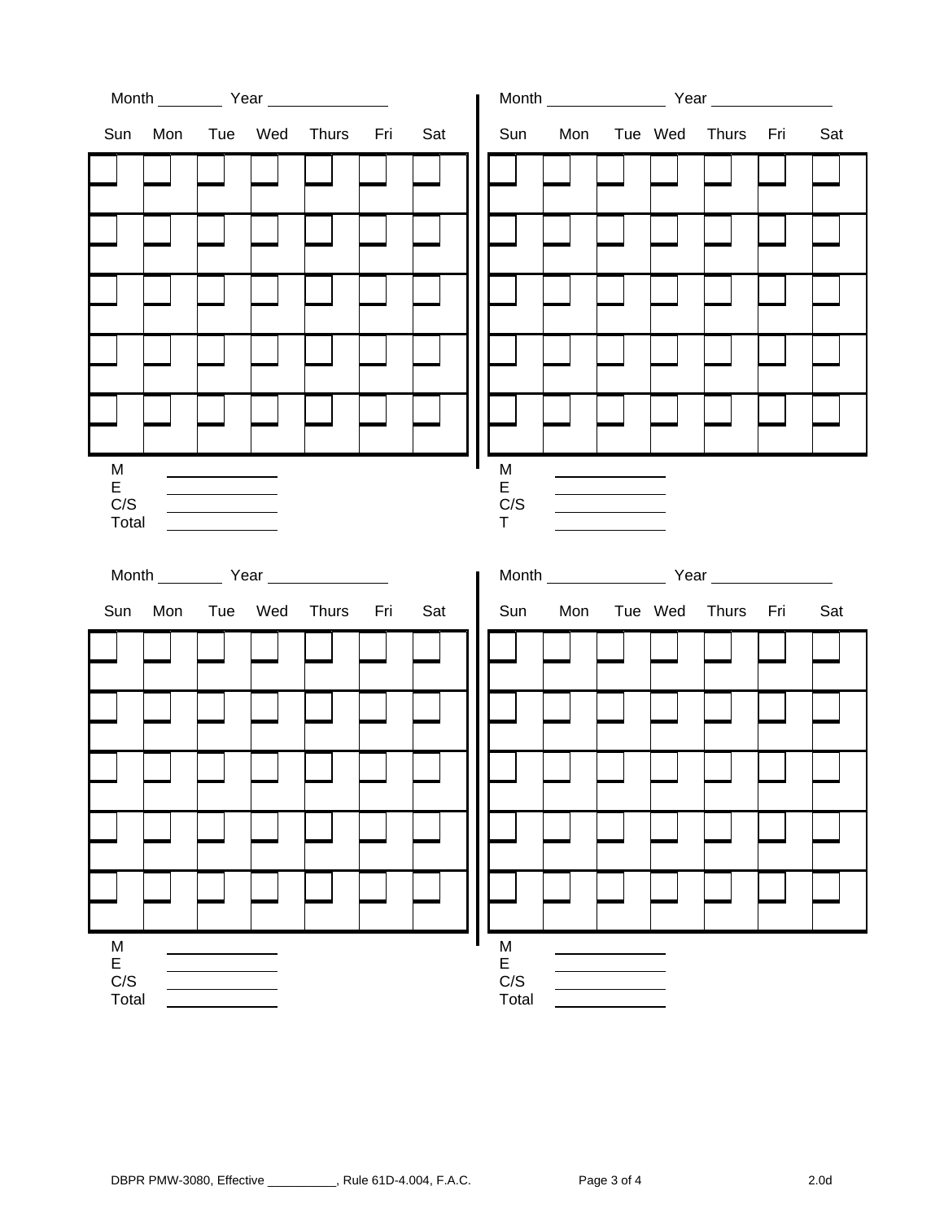Month ________ Year ______________

| Sun | Mon | Tue | Wed | Thurs | Fri | Sat |
|---|---|---|---|---|---|---|
| | | | | | | |
| | | | | | | |
| | | | | | | |
| | | | | | | |
| | | | | | | |

M ____________
E ____________
C/S ____________
Total ____________

Month ______________ Year ______________

| Sun | Mon | Tue | Wed | Thurs | Fri | Sat |
|---|---|---|---|---|---|---|
| | | | | | | |
| | | | | | | |
| | | | | | | |
| | | | | | | |
| | | | | | | |

M ____________
E ____________
C/S ____________
T ____________

Month ________ Year ______________

| Sun | Mon | Tue | Wed | Thurs | Fri | Sat |
|---|---|---|---|---|---|---|
| | | | | | | |
| | | | | | | |
| | | | | | | |
| | | | | | | |
| | | | | | | |

M ____________
E ____________
C/S ____________
Total ____________

Month ______________ Year ______________

| Sun | Mon | Tue | Wed | Thurs | Fri | Sat |
|---|---|---|---|---|---|---|
| | | | | | | |
| | | | | | | |
| | | | | | | |
| | | | | | | |
| | | | | | | |

M ____________
E ____________
C/S ____________
Total ____________

DBPR PMW-3080, Effective __________, Rule 61D-4.004, F.A.C. 2.0d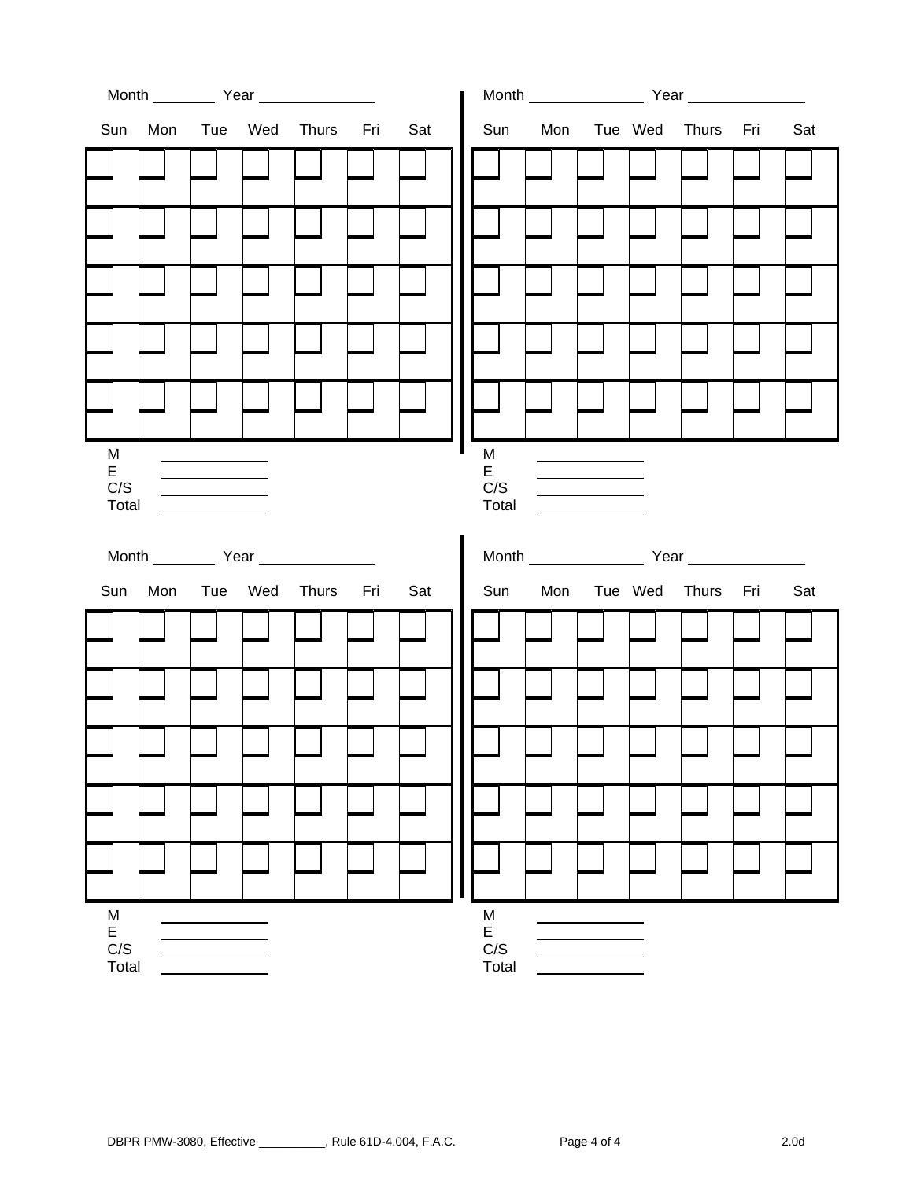Month ________ Year ______________

| Sun | Mon | Tue | Wed | Thurs | Fri | Sat |
|---|---|---|---|---|---|---|
| | | | | | | |
| | | | | | | |
| | | | | | | |
| | | | | | | |
| | | | | | | |

M ____________

E ____________

C/S ____________

Total ____________

Month ______________ Year ______________

| Sun | Mon | Tue | Wed | Thurs | Fri | Sat |
|---|---|---|---|---|---|---|
| | | | | | | |
| | | | | | | |
| | | | | | | |
| | | | | | | |
| | | | | | | |

M ____________

E ____________

C/S ____________

Total ____________

Month ________ Year ______________

| Sun | Mon | Tue | Wed | Thurs | Fri | Sat |
|---|---|---|---|---|---|---|
| | | | | | | |
| | | | | | | |
| | | | | | | |
| | | | | | | |
| | | | | | | |

M ____________

E ____________

C/S ____________

Total ____________

Month ______________ Year ______________

| Sun | Mon | Tue | Wed | Thurs | Fri | Sat |
|---|---|---|---|---|---|---|
| | | | | | | |
| | | | | | | |
| | | | | | | |
| | | | | | | |
| | | | | | | |

M ____________

E ____________

C/S ____________

Total ____________

DBPR PMW-3080, Effective __________, Rule 61D-4.004, F.A.C. 2.0d